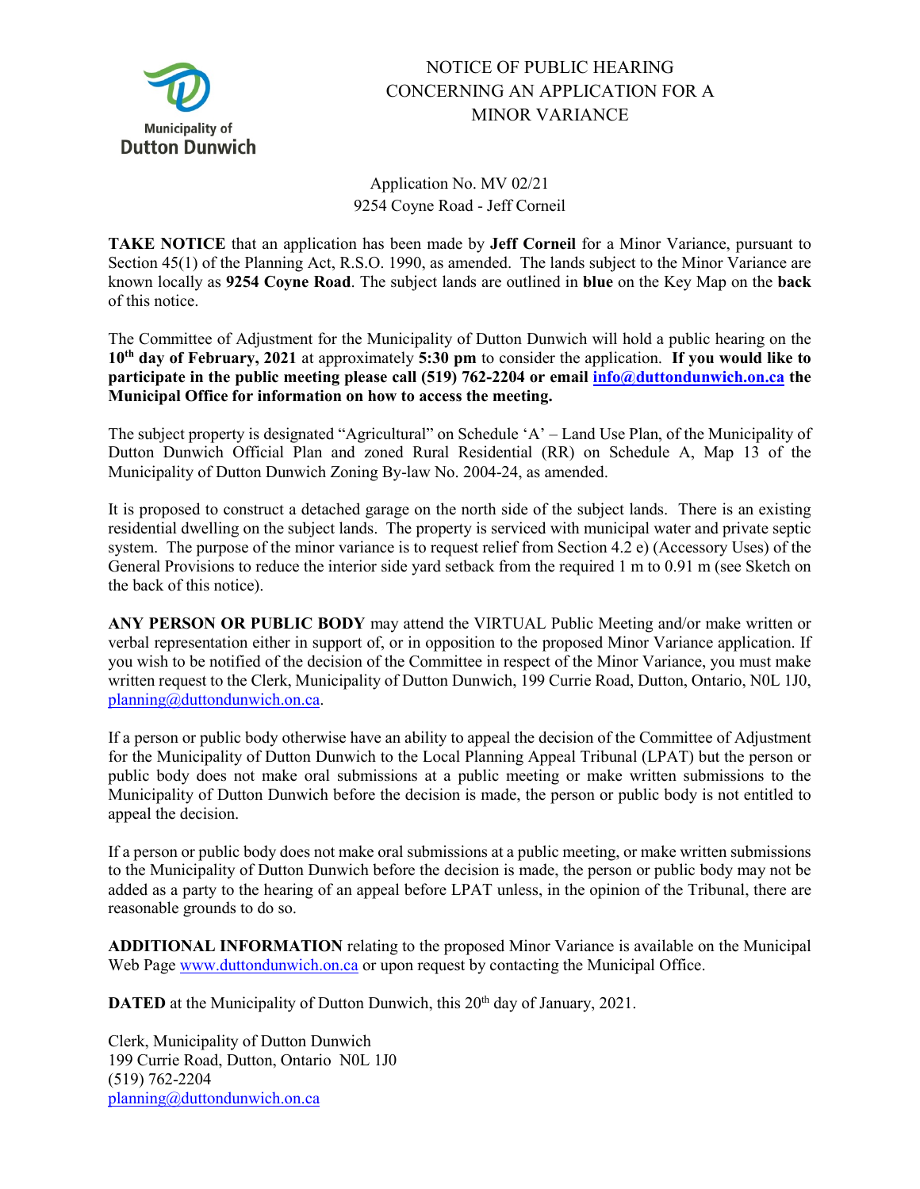Municipality of
Dutton Dunwich

# NOTICE OF PUBLIC HEARING CONCERNING AN APPLICATION FOR A MINOR VARIANCE

Application No. MV 02/21
9254 Coyne Road - Jeff Corneil

**TAKE NOTICE** that an application has been made by **Jeff Corneil** for a Minor Variance, pursuant to Section 45(1) of the Planning Act, R.S.O. 1990, as amended. The lands subject to the Minor Variance are known locally as **9254 Coyne Road**. The subject lands are outlined in **blue** on the Key Map on the **back** of this notice.

The Committee of Adjustment for the Municipality of Dutton Dunwich will hold a public hearing on the **10th day of February, 2021** at approximately **5:30 pm** to consider the application. **If you would like to participate in the public meeting please call (519) 762-2204 or email info@duttondunwich.on.ca the Municipal Office for information on how to access the meeting.**

The subject property is designated "Agricultural" on Schedule 'A' – Land Use Plan, of the Municipality of Dutton Dunwich Official Plan and zoned Rural Residential (RR) on Schedule A, Map 13 of the Municipality of Dutton Dunwich Zoning By-law No. 2004-24, as amended.

It is proposed to construct a detached garage on the north side of the subject lands. There is an existing residential dwelling on the subject lands. The property is serviced with municipal water and private septic system. The purpose of the minor variance is to request relief from Section 4.2 e) (Accessory Uses) of the General Provisions to reduce the interior side yard setback from the required 1 m to 0.91 m (see Sketch on the back of this notice).

**ANY PERSON OR PUBLIC BODY** may attend the VIRTUAL Public Meeting and/or make written or verbal representation either in support of, or in opposition to the proposed Minor Variance application. If you wish to be notified of the decision of the Committee in respect of the Minor Variance, you must make written request to the Clerk, Municipality of Dutton Dunwich, 199 Currie Road, Dutton, Ontario, N0L 1J0, planning@duttondunwich.on.ca.

If a person or public body otherwise have an ability to appeal the decision of the Committee of Adjustment for the Municipality of Dutton Dunwich to the Local Planning Appeal Tribunal (LPAT) but the person or public body does not make oral submissions at a public meeting or make written submissions to the Municipality of Dutton Dunwich before the decision is made, the person or public body is not entitled to appeal the decision.

If a person or public body does not make oral submissions at a public meeting, or make written submissions to the Municipality of Dutton Dunwich before the decision is made, the person or public body may not be added as a party to the hearing of an appeal before LPAT unless, in the opinion of the Tribunal, there are reasonable grounds to do so.

**ADDITIONAL INFORMATION** relating to the proposed Minor Variance is available on the Municipal Web Page www.duttondunwich.on.ca or upon request by contacting the Municipal Office.

**DATED** at the Municipality of Dutton Dunwich, this 20th day of January, 2021.

Clerk, Municipality of Dutton Dunwich
199 Currie Road, Dutton, Ontario N0L 1J0
(519) 762-2204
planning@duttondunwich.on.ca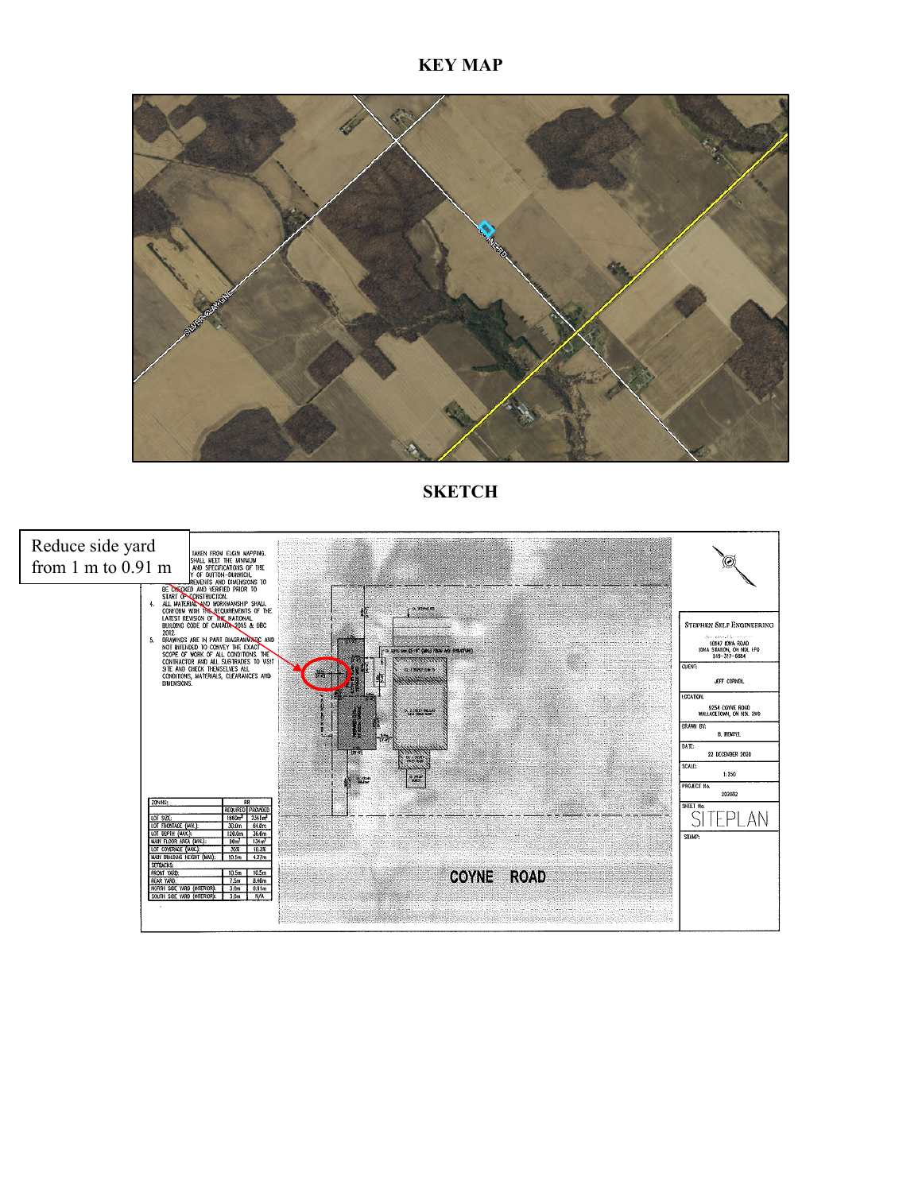# KEY MAP

# SKETCH

Reduce side yard from 1 m to 0.91 m

TAKEN FROM ELGIN MAPPING.
SHALL MEET THE MINIMUM
AND SPECIFICATIONS OF THE
Y OF DUTTON-DUNWICH.
REMENTS AND DIMENSIONS TO
BE CHECKED AND VERIFIED PRIOR TO
START OF CONSTRUCTION.

4. ALL MATERIAL AND WORKMANSHIP SHALL CONFORM WITH THE REQUIREMENTS OF THE LATEST REVISION OF THE NATIONAL BUILDING CODE OF CANADA 2015 & OBC 2012.
5. DRAWINGS ARE IN PART DIAGRAMMATIC AND NOT INTENDED TO CONVEY THE EXACT SCOPE OF WORK OF ALL CONDITIONS. THE CONTRACTOR AND ALL SUBTRADES TO VISIT SITE AND CHECK THEMSELVES ALL CONDITIONS, MATERIALS, CLEARANCES AND DIMENSIONS.

| ZONING: | RR | |
|---|---|---|
| | REQUIRED | PROVIDED |
| LOT SIZE: | 1860m² | 2341m² |
| LOT FRONTAGE (MIN.): | 30.0m | 64.0m |
| LOT DEPTH (MAX.): | 120.0m | 36.6m |
| MAIN FLOOR AREA (MIN.): | 90m² | 134m² |
| LOT COVERAGE (MAX.): | 35% | 10.3% |
| MAIN BUILDING HEIGHT (MAX): | 10.5m | 4.27m |
| SETBACKS: | | |
| FRONT YARD: | 10.5m | 10.5m |
| REAR YARD: | 7.5m | 8.40m |
| NORTH SIDE YARD (INTERIOR): | 3.0m | 0.91m |
| SOUTH SIDE YARD (INTERIOR): | 3.0m | N/A |

COYNE ROAD

STEPHEN SELF ENGINEERING
10147 IONA ROAD
IONA STATION, ON N0L 1P0
519-317-6884

CLIENT:
JEFF CORNEL

LOCATION:
9254 COYNE ROAD
WALLACETOWN, ON N0L 2M0

DRAWN BY:
B. REMPEL

DATE:
22 DECEMBER 2020

SCALE:
1:250

PROJECT No.
200082

SHEET No.
SITEPLAN

STAMP: